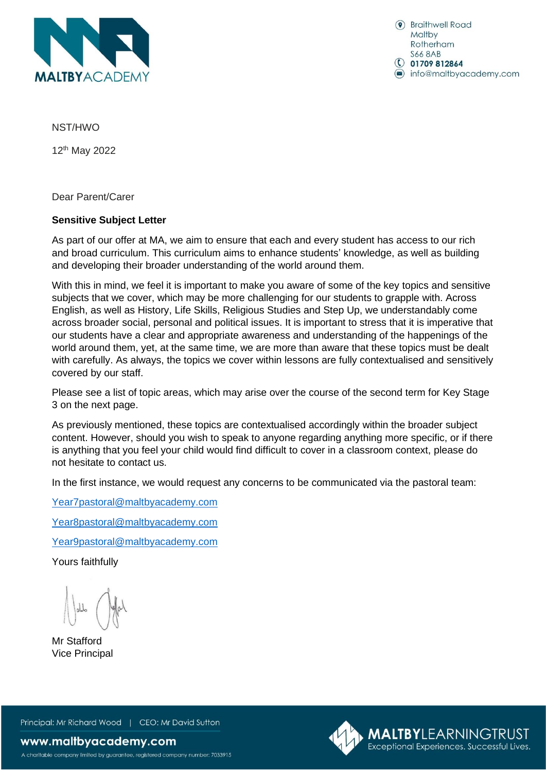MALTBY ACADEMY

Braithwell Road
Maltby
Rotherham
S66 8AB
**01709 812864**
info@maltbyacademy.com

NST/HWO

12th May 2022

Dear Parent/Carer

**Sensitive Subject Letter**

As part of our offer at MA, we aim to ensure that each and every student has access to our rich and broad curriculum. This curriculum aims to enhance students' knowledge, as well as building and developing their broader understanding of the world around them.

With this in mind, we feel it is important to make you aware of some of the key topics and sensitive subjects that we cover, which may be more challenging for our students to grapple with. Across English, as well as History, Life Skills, Religious Studies and Step Up, we understandably come across broader social, personal and political issues. It is important to stress that it is imperative that our students have a clear and appropriate awareness and understanding of the happenings of the world around them, yet, at the same time, we are more than aware that these topics must be dealt with carefully. As always, the topics we cover within lessons are fully contextualised and sensitively covered by our staff.

Please see a list of topic areas, which may arise over the course of the second term for Key Stage 3 on the next page.

As previously mentioned, these topics are contextualised accordingly within the broader subject content. However, should you wish to speak to anyone regarding anything more specific, or if there is anything that you feel your child would find difficult to cover in a classroom context, please do not hesitate to contact us.

In the first instance, we would request any concerns to be communicated via the pastoral team:

Year7pastoral@maltbyacademy.com

Year8pastoral@maltbyacademy.com

Year9pastoral@maltbyacademy.com

Yours faithfully

Mr Stafford
Vice Principal

Principal: Mr Richard Wood | CEO: Mr David Sutton

www.maltbyacademy.com

A charitable company limited by guarantee, registered company number: 7033915

MALTBY LEARNING TRUST
Exceptional Experiences. Successful Lives.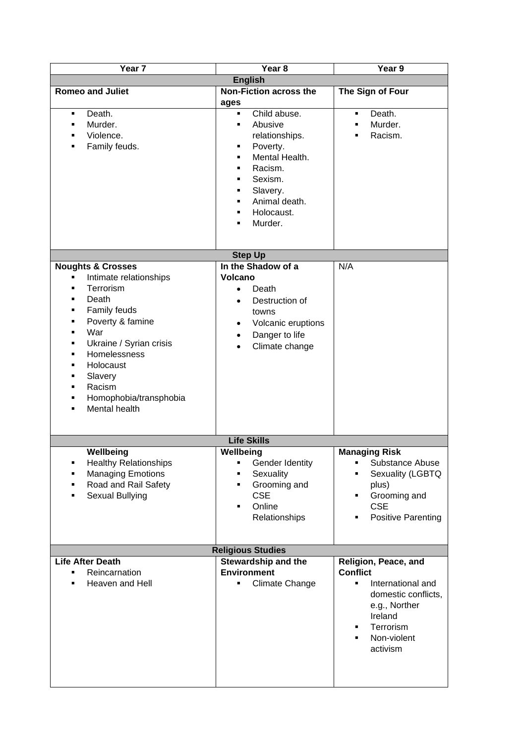| Year 7 | Year 8 | Year 9 |
|---|---|---|
| **English** | | |
| **Romeo and Juliet** | **Non-Fiction across the ages** | **The Sign of Four** |
| ▪ Death.<br>▪ Murder.<br>▪ Violence.<br>▪ Family feuds. | ▪ Child abuse.<br>▪ Abusive relationships.<br>▪ Poverty.<br>▪ Mental Health.<br>▪ Racism.<br>▪ Sexism.<br>▪ Slavery.<br>▪ Animal death.<br>▪ Holocaust.<br>▪ Murder. | ▪ Death.<br>▪ Murder.<br>▪ Racism. |
| **Step Up** | | |
| **Noughts & Crosses**<br>▪ Intimate relationships<br>▪ Terrorism<br>▪ Death<br>▪ Family feuds<br>▪ Poverty & famine<br>▪ War<br>▪ Ukraine / Syrian crisis<br>▪ Homelessness<br>▪ Holocaust<br>▪ Slavery<br>▪ Racism<br>▪ Homophobia/transphobia<br>▪ Mental health | **In the Shadow of a Volcano**<br>• Death<br>• Destruction of towns<br>• Volcanic eruptions<br>• Danger to life<br>• Climate change | N/A |
| **Life Skills** | | |
| **Wellbeing**<br>▪ Healthy Relationships<br>▪ Managing Emotions<br>▪ Road and Rail Safety<br>▪ Sexual Bullying | **Wellbeing**<br>▪ Gender Identity<br>▪ Sexuality<br>▪ Grooming and CSE<br>▪ Online Relationships | **Managing Risk**<br>▪ Substance Abuse<br>▪ Sexuality (LGBTQ plus)<br>▪ Grooming and CSE<br>▪ Positive Parenting |
| **Religious Studies** | | |
| **Life After Death**<br>▪ Reincarnation<br>▪ Heaven and Hell | **Stewardship and the Environment**<br>▪ Climate Change | **Religion, Peace, and Conflict**<br>▪ International and domestic conflicts, e.g., Norther Ireland<br>▪ Terrorism<br>▪ Non-violent activism |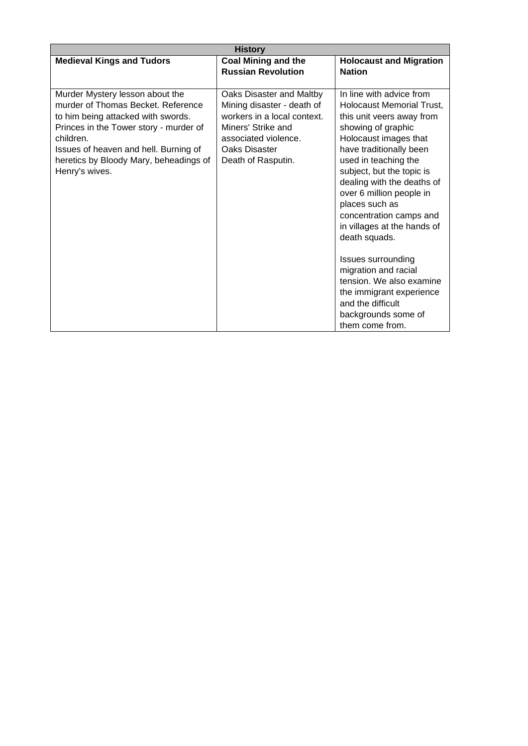| History | | |
|---|---|---|
| **Medieval Kings and Tudors** | **Coal Mining and the Russian Revolution** | **Holocaust and Migration Nation** |
| Murder Mystery lesson about the murder of Thomas Becket. Reference to him being attacked with swords.<br>Princes in the Tower story - murder of children.<br>Issues of heaven and hell. Burning of heretics by Bloody Mary, beheadings of Henry's wives. | Oaks Disaster and Maltby Mining disaster - death of workers in a local context.<br>Miners' Strike and associated violence.<br>Oaks Disaster<br>Death of Rasputin. | In line with advice from Holocaust Memorial Trust, this unit veers away from showing of graphic Holocaust images that have traditionally been used in teaching the subject, but the topic is dealing with the deaths of over 6 million people in places such as concentration camps and in villages at the hands of death squads.<br><br>Issues surrounding migration and racial tension. We also examine the immigrant experience and the difficult backgrounds some of them come from. |